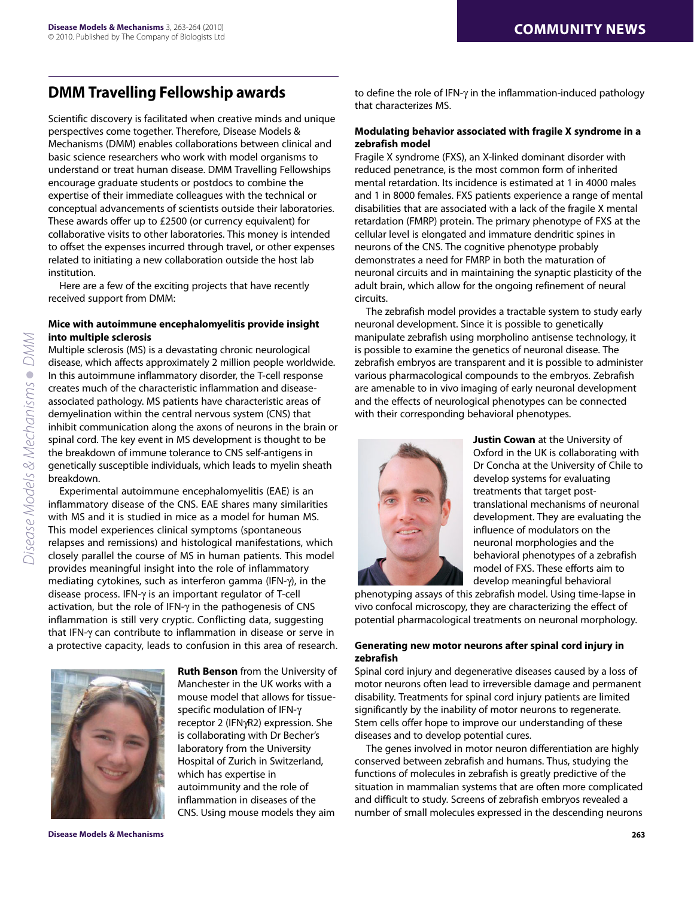## DMM Travelling Fellowship awards

Scientific discovery is facilitated when creative minds and unique perspectives come together. Therefore, Disease Models & Mechanisms (DMM) enables collaborations between clinical and basic science researchers who work with model organisms to understand or treat human disease. DMM Travelling Fellowships encourage graduate students or postdocs to combine the expertise of their immediate colleagues with the technical or conceptual advancements of scientists outside their laboratories. These awards offer up to £2500 (or currency equivalent) for collaborative visits to other laboratories. This money is intended to offset the expenses incurred through travel, or other expenses related to initiating a new collaboration outside the host lab institution.

Here are a few of the exciting projects that have recently received support from DMM:

### Mice with autoimmune encephalomyelitis provide insight into multiple sclerosis

Multiple sclerosis (MS) is a devastating chronic neurological disease, which affects approximately 2 million people worldwide. In this autoimmune inflammatory disorder, the T-cell response creates much of the characteristic inflammation and disease-associated pathology. MS patients have characteristic areas of demyelination within the central nervous system (CNS) that inhibit communication along the axons of neurons in the brain or spinal cord. The key event in MS development is thought to be the breakdown of immune tolerance to CNS self-antigens in genetically susceptible individuals, which leads to myelin sheath breakdown.

Experimental autoimmune encephalomyelitis (EAE) is an inflammatory disease of the CNS. EAE shares many similarities with MS and it is studied in mice as a model for human MS. This model experiences clinical symptoms (spontaneous relapses and remissions) and histological manifestations, which closely parallel the course of MS in human patients. This model provides meaningful insight into the role of inflammatory mediating cytokines, such as interferon gamma (IFN-γ), in the disease process. IFN-γ is an important regulator of T-cell activation, but the role of IFN-γ in the pathogenesis of CNS inflammation is still very cryptic. Conflicting data, suggesting that IFN-γ can contribute to inflammation in disease or serve in a protective capacity, leads to confusion in this area of research.

**Ruth Benson** from the University of Manchester in the UK works with a mouse model that allows for tissue-specific modulation of IFN-γ receptor 2 (IFNγR2) expression. She is collaborating with Dr Becher's laboratory from the University Hospital of Zurich in Switzerland, which has expertise in autoimmunity and the role of inflammation in diseases of the CNS. Using mouse models they aim to define the role of IFN-γ in the inflammation-induced pathology that characterizes MS.

### Modulating behavior associated with fragile X syndrome in a zebrafish model

Fragile X syndrome (FXS), an X-linked dominant disorder with reduced penetrance, is the most common form of inherited mental retardation. Its incidence is estimated at 1 in 4000 males and 1 in 8000 females. FXS patients experience a range of mental disabilities that are associated with a lack of the fragile X mental retardation (FMRP) protein. The primary phenotype of FXS at the cellular level is elongated and immature dendritic spines in neurons of the CNS. The cognitive phenotype probably demonstrates a need for FMRP in both the maturation of neuronal circuits and in maintaining the synaptic plasticity of the adult brain, which allow for the ongoing refinement of neural circuits.

The zebrafish model provides a tractable system to study early neuronal development. Since it is possible to genetically manipulate zebrafish using morpholino antisense technology, it is possible to examine the genetics of neuronal disease. The zebrafish embryos are transparent and it is possible to administer various pharmacological compounds to the embryos. Zebrafish are amenable to in vivo imaging of early neuronal development and the effects of neurological phenotypes can be connected with their corresponding behavioral phenotypes.

**Justin Cowan** at the University of Oxford in the UK is collaborating with Dr Concha at the University of Chile to develop systems for evaluating treatments that target post-translational mechanisms of neuronal development. They are evaluating the influence of modulators on the neuronal morphologies and the behavioral phenotypes of a zebrafish model of FXS. These efforts aim to develop meaningful behavioral phenotyping assays of this zebrafish model. Using time-lapse in vivo confocal microscopy, they are characterizing the effect of potential pharmacological treatments on neuronal morphology.

### Generating new motor neurons after spinal cord injury in zebrafish

Spinal cord injury and degenerative diseases caused by a loss of motor neurons often lead to irreversible damage and permanent disability. Treatments for spinal cord injury patients are limited significantly by the inability of motor neurons to regenerate. Stem cells offer hope to improve our understanding of these diseases and to develop potential cures.

The genes involved in motor neuron differentiation are highly conserved between zebrafish and humans. Thus, studying the functions of molecules in zebrafish is greatly predictive of the situation in mammalian systems that are often more complicated and difficult to study. Screens of zebrafish embryos revealed a number of small molecules expressed in the descending neurons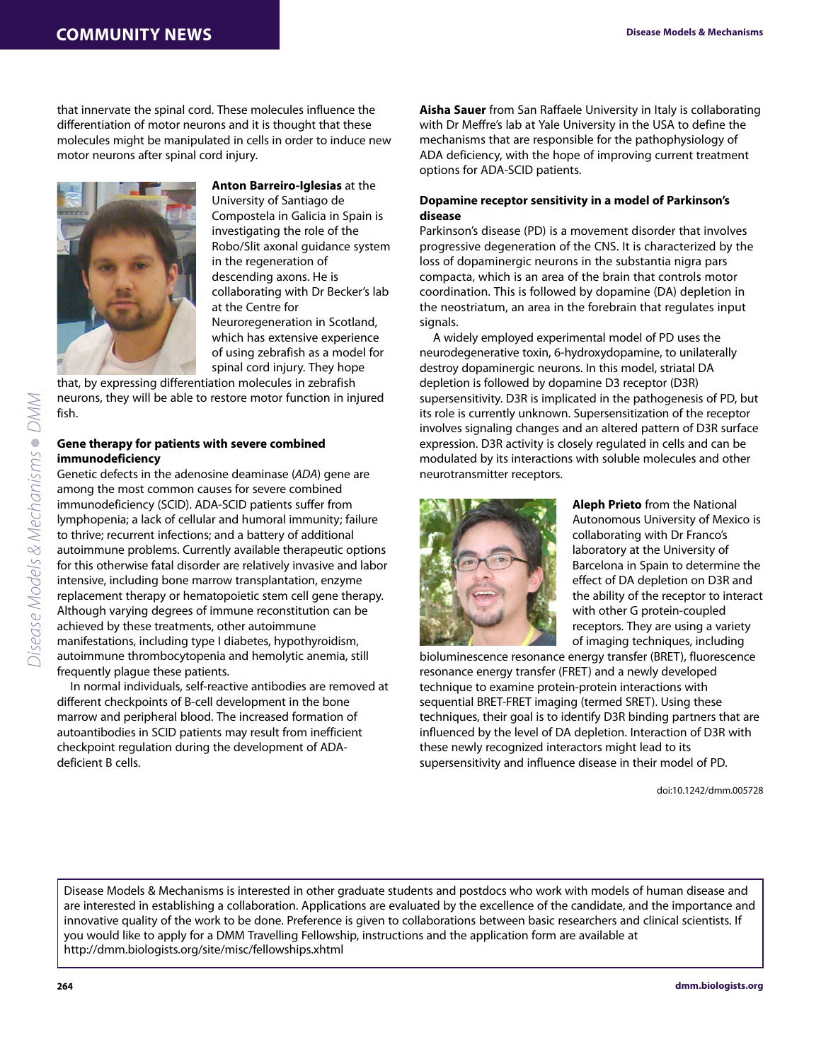that innervate the spinal cord. These molecules influence the differentiation of motor neurons and it is thought that these molecules might be manipulated in cells in order to induce new motor neurons after spinal cord injury.

**Anton Barreiro-Iglesias** at the University of Santiago de Compostela in Galicia in Spain is investigating the role of the Robo/Slit axonal guidance system in the regeneration of descending axons. He is collaborating with Dr Becker's lab at the Centre for Neuroregeneration in Scotland, which has extensive experience of using zebrafish as a model for spinal cord injury. They hope that, by expressing differentiation molecules in zebrafish neurons, they will be able to restore motor function in injured fish.

### Gene therapy for patients with severe combined immunodeficiency

Genetic defects in the adenosine deaminase (*ADA*) gene are among the most common causes for severe combined immunodeficiency (SCID). ADA-SCID patients suffer from lymphopenia; a lack of cellular and humoral immunity; failure to thrive; recurrent infections; and a battery of additional autoimmune problems. Currently available therapeutic options for this otherwise fatal disorder are relatively invasive and labor intensive, including bone marrow transplantation, enzyme replacement therapy or hematopoietic stem cell gene therapy. Although varying degrees of immune reconstitution can be achieved by these treatments, other autoimmune manifestations, including type I diabetes, hypothyroidism, autoimmune thrombocytopenia and hemolytic anemia, still frequently plague these patients.

In normal individuals, self-reactive antibodies are removed at different checkpoints of B-cell development in the bone marrow and peripheral blood. The increased formation of autoantibodies in SCID patients may result from inefficient checkpoint regulation during the development of ADA-deficient B cells.

**Aisha Sauer** from San Raffaele University in Italy is collaborating with Dr Meffre's lab at Yale University in the USA to define the mechanisms that are responsible for the pathophysiology of ADA deficiency, with the hope of improving current treatment options for ADA-SCID patients.

### Dopamine receptor sensitivity in a model of Parkinson's disease

Parkinson's disease (PD) is a movement disorder that involves progressive degeneration of the CNS. It is characterized by the loss of dopaminergic neurons in the substantia nigra pars compacta, which is an area of the brain that controls motor coordination. This is followed by dopamine (DA) depletion in the neostriatum, an area in the forebrain that regulates input signals.

A widely employed experimental model of PD uses the neurodegenerative toxin, 6-hydroxydopamine, to unilaterally destroy dopaminergic neurons. In this model, striatal DA depletion is followed by dopamine D3 receptor (D3R) supersensitivity. D3R is implicated in the pathogenesis of PD, but its role is currently unknown. Supersensitization of the receptor involves signaling changes and an altered pattern of D3R surface expression. D3R activity is closely regulated in cells and can be modulated by its interactions with soluble molecules and other neurotransmitter receptors.

**Aleph Prieto** from the National Autonomous University of Mexico is collaborating with Dr Franco's laboratory at the University of Barcelona in Spain to determine the effect of DA depletion on D3R and the ability of the receptor to interact with other G protein-coupled receptors. They are using a variety of imaging techniques, including bioluminescence resonance energy transfer (BRET), fluorescence resonance energy transfer (FRET) and a newly developed technique to examine protein-protein interactions with sequential BRET-FRET imaging (termed SRET). Using these techniques, their goal is to identify D3R binding partners that are influenced by the level of DA depletion. Interaction of D3R with these newly recognized interactors might lead to its supersensitivity and influence disease in their model of PD.

doi:10.1242/dmm.005728

Disease Models & Mechanisms is interested in other graduate students and postdocs who work with models of human disease and are interested in establishing a collaboration. Applications are evaluated by the excellence of the candidate, and the importance and innovative quality of the work to be done. Preference is given to collaborations between basic researchers and clinical scientists. If you would like to apply for a DMM Travelling Fellowship, instructions and the application form are available at http://dmm.biologists.org/site/misc/fellowships.xhtml